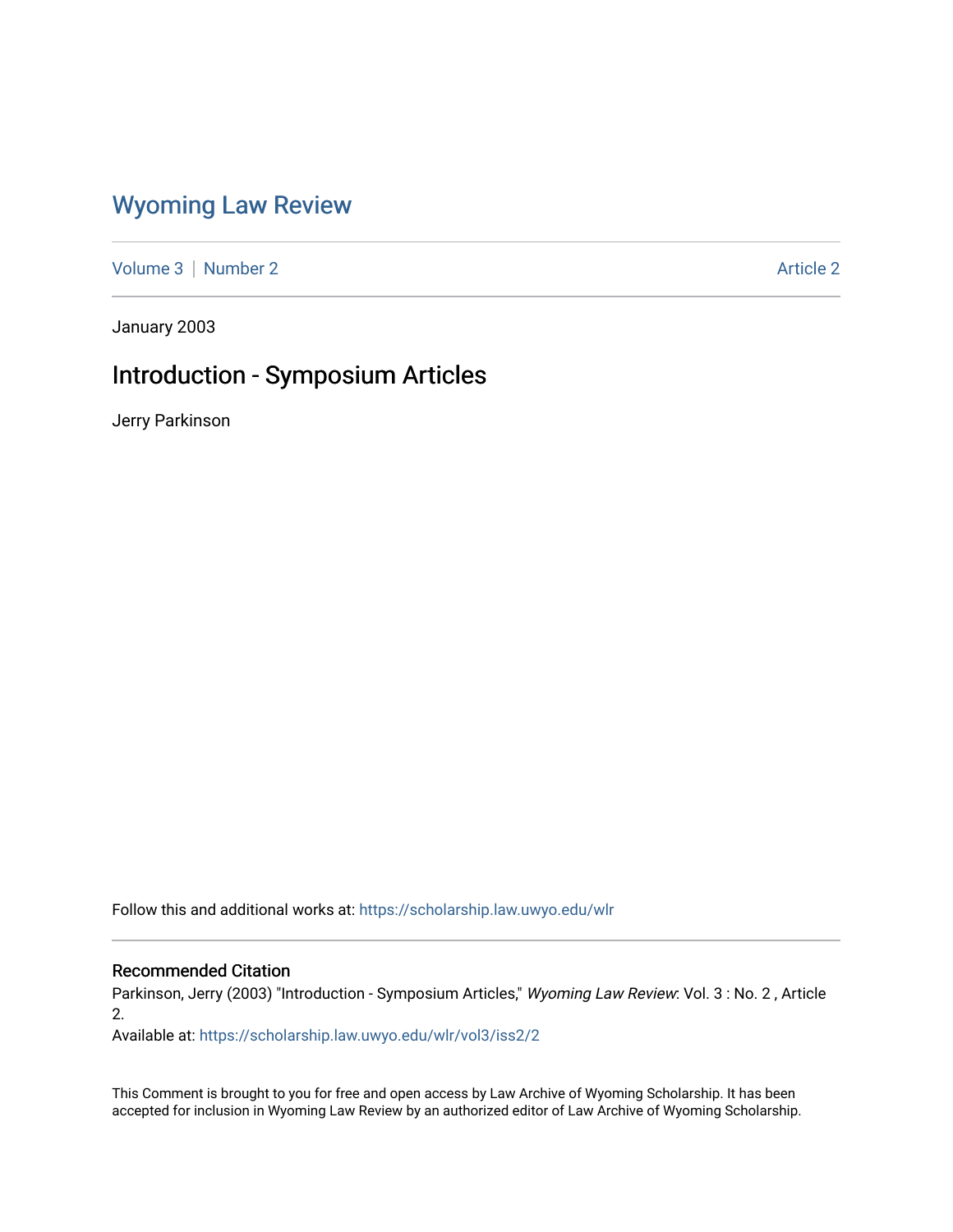# Wyoming Law Review

Volume 3 | Number 2 Article 2

January 2003

## Introduction - Symposium Articles

Jerry Parkinson

Follow this and additional works at: https://scholarship.law.uwyo.edu/wlr

### Recommended Citation

Parkinson, Jerry (2003) "Introduction - Symposium Articles," *Wyoming Law Review*: Vol. 3 : No. 2 , Article 2.

Available at: https://scholarship.law.uwyo.edu/wlr/vol3/iss2/2

This Comment is brought to you for free and open access by Law Archive of Wyoming Scholarship. It has been accepted for inclusion in Wyoming Law Review by an authorized editor of Law Archive of Wyoming Scholarship.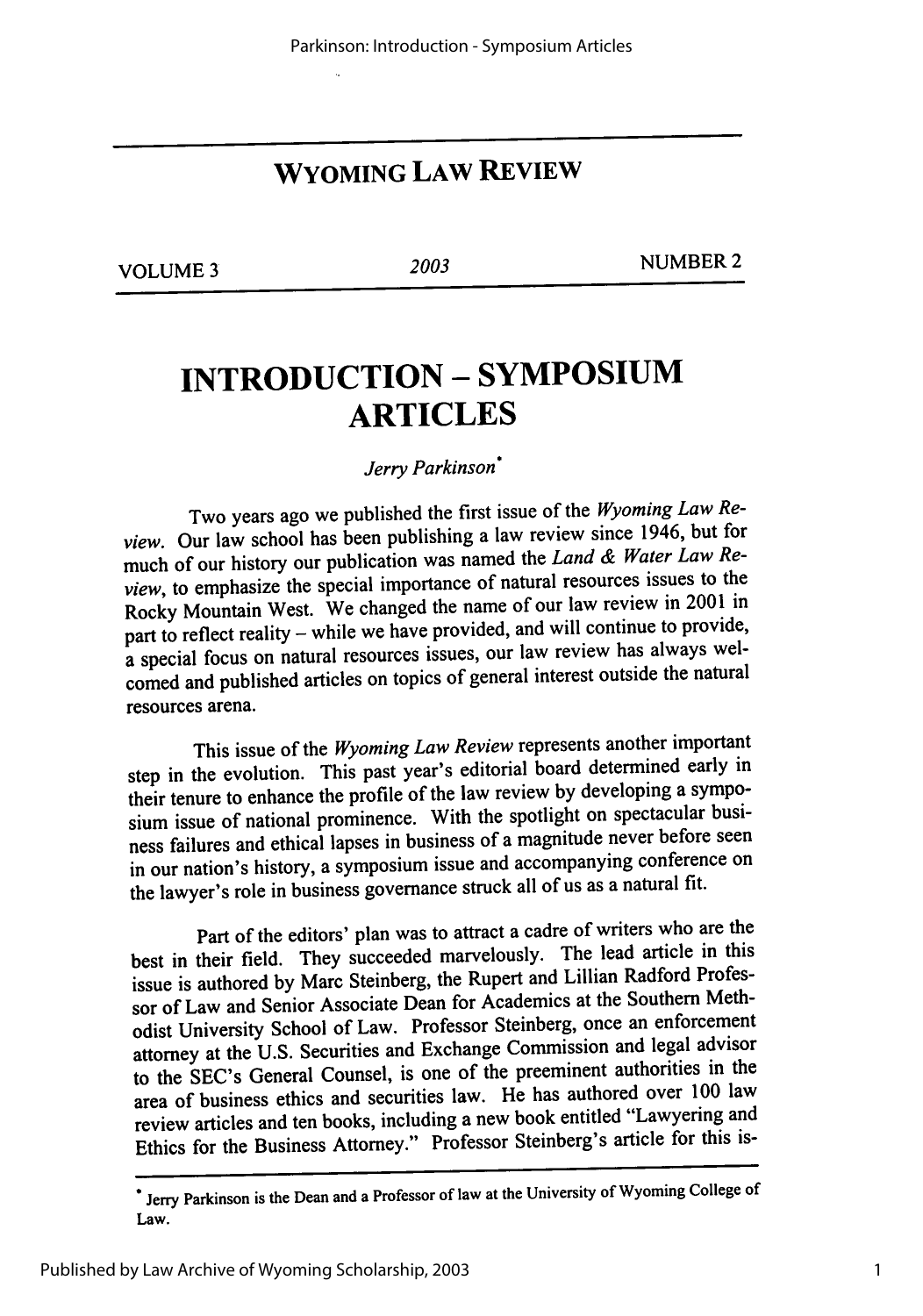# WYOMING LAW REVIEW

VOLUME 3 | 2003 | NUMBER 2

# INTRODUCTION - SYMPOSIUM ARTICLES

*Jerry Parkinson*[*]

Two years ago we published the first issue of the *Wyoming Law Review*. Our law school has been publishing a law review since 1946, but for much of our history our publication was named the *Land & Water Law Review*, to emphasize the special importance of natural resources issues to the Rocky Mountain West. We changed the name of our law review in 2001 in part to reflect reality – while we have provided, and will continue to provide, a special focus on natural resources issues, our law review has always welcomed and published articles on topics of general interest outside the natural resources arena.

This issue of the *Wyoming Law Review* represents another important step in the evolution. This past year's editorial board determined early in their tenure to enhance the profile of the law review by developing a symposium issue of national prominence. With the spotlight on spectacular business failures and ethical lapses in business of a magnitude never before seen in our nation's history, a symposium issue and accompanying conference on the lawyer's role in business governance struck all of us as a natural fit.

Part of the editors' plan was to attract a cadre of writers who are the best in their field. They succeeded marvelously. The lead article in this issue is authored by Marc Steinberg, the Rupert and Lillian Radford Professor of Law and Senior Associate Dean for Academics at the Southern Methodist University School of Law. Professor Steinberg, once an enforcement attorney at the U.S. Securities and Exchange Commission and legal advisor to the SEC's General Counsel, is one of the preeminent authorities in the area of business ethics and securities law. He has authored over 100 law review articles and ten books, including a new book entitled "Lawyering and Ethics for the Business Attorney." Professor Steinberg's article for this is-

[*] Jerry Parkinson is the Dean and a Professor of law at the University of Wyoming College of Law.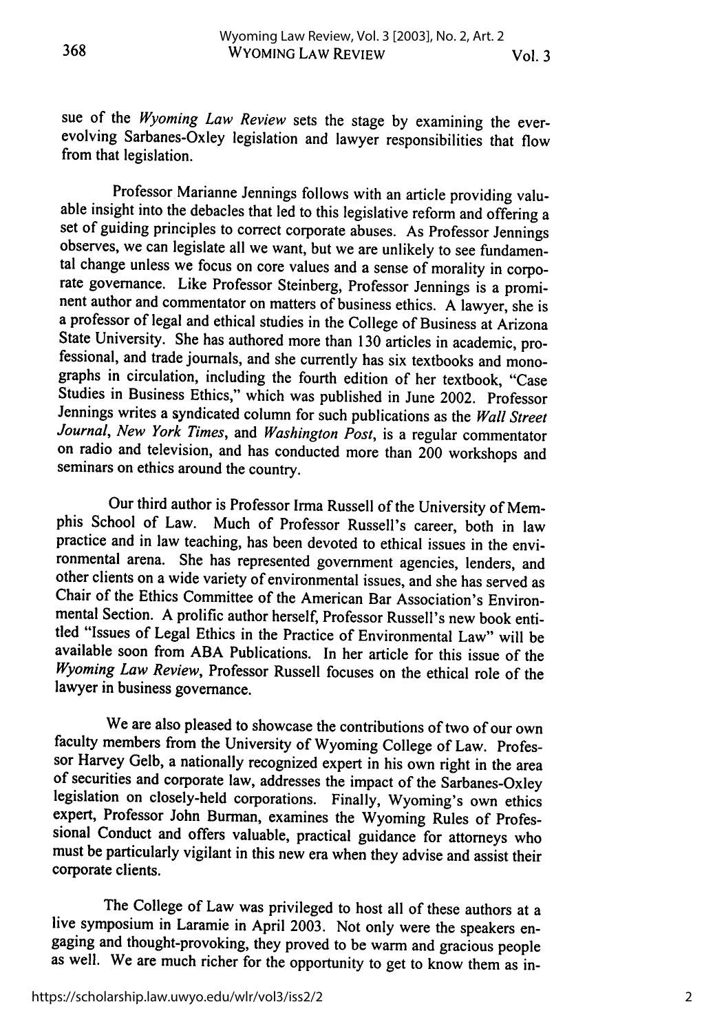sue of the *Wyoming Law Review* sets the stage by examining the ever-evolving Sarbanes-Oxley legislation and lawyer responsibilities that flow from that legislation.

Professor Marianne Jennings follows with an article providing valuable insight into the debacles that led to this legislative reform and offering a set of guiding principles to correct corporate abuses. As Professor Jennings observes, we can legislate all we want, but we are unlikely to see fundamental change unless we focus on core values and a sense of morality in corporate governance. Like Professor Steinberg, Professor Jennings is a prominent author and commentator on matters of business ethics. A lawyer, she is a professor of legal and ethical studies in the College of Business at Arizona State University. She has authored more than 130 articles in academic, professional, and trade journals, and she currently has six textbooks and monographs in circulation, including the fourth edition of her textbook, "Case Studies in Business Ethics," which was published in June 2002. Professor Jennings writes a syndicated column for such publications as the *Wall Street Journal*, *New York Times*, and *Washington Post*, is a regular commentator on radio and television, and has conducted more than 200 workshops and seminars on ethics around the country.

Our third author is Professor Irma Russell of the University of Memphis School of Law. Much of Professor Russell's career, both in law practice and in law teaching, has been devoted to ethical issues in the environmental arena. She has represented government agencies, lenders, and other clients on a wide variety of environmental issues, and she has served as Chair of the Ethics Committee of the American Bar Association's Environmental Section. A prolific author herself, Professor Russell's new book entitled "Issues of Legal Ethics in the Practice of Environmental Law" will be available soon from ABA Publications. In her article for this issue of the *Wyoming Law Review*, Professor Russell focuses on the ethical role of the lawyer in business governance.

We are also pleased to showcase the contributions of two of our own faculty members from the University of Wyoming College of Law. Professor Harvey Gelb, a nationally recognized expert in his own right in the area of securities and corporate law, addresses the impact of the Sarbanes-Oxley legislation on closely-held corporations. Finally, Wyoming's own ethics expert, Professor John Burman, examines the Wyoming Rules of Professional Conduct and offers valuable, practical guidance for attorneys who must be particularly vigilant in this new era when they advise and assist their corporate clients.

The College of Law was privileged to host all of these authors at a live symposium in Laramie in April 2003. Not only were the speakers engaging and thought-provoking, they proved to be warm and gracious people as well. We are much richer for the opportunity to get to know them as in-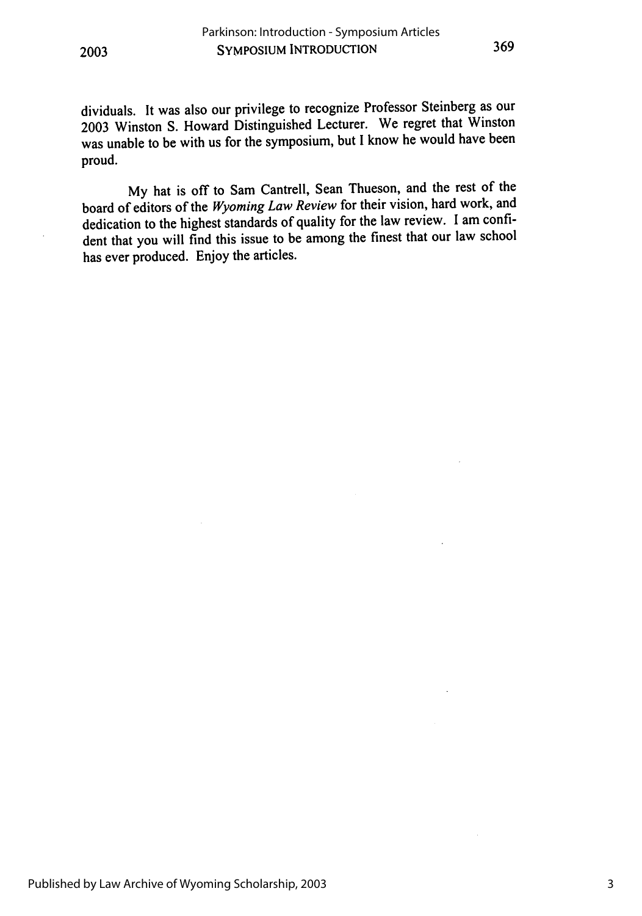dividuals. It was also our privilege to recognize Professor Steinberg as our 2003 Winston S. Howard Distinguished Lecturer. We regret that Winston was unable to be with us for the symposium, but I know he would have been proud.

My hat is off to Sam Cantrell, Sean Thueson, and the rest of the board of editors of the *Wyoming Law Review* for their vision, hard work, and dedication to the highest standards of quality for the law review. I am confident that you will find this issue to be among the finest that our law school has ever produced. Enjoy the articles.